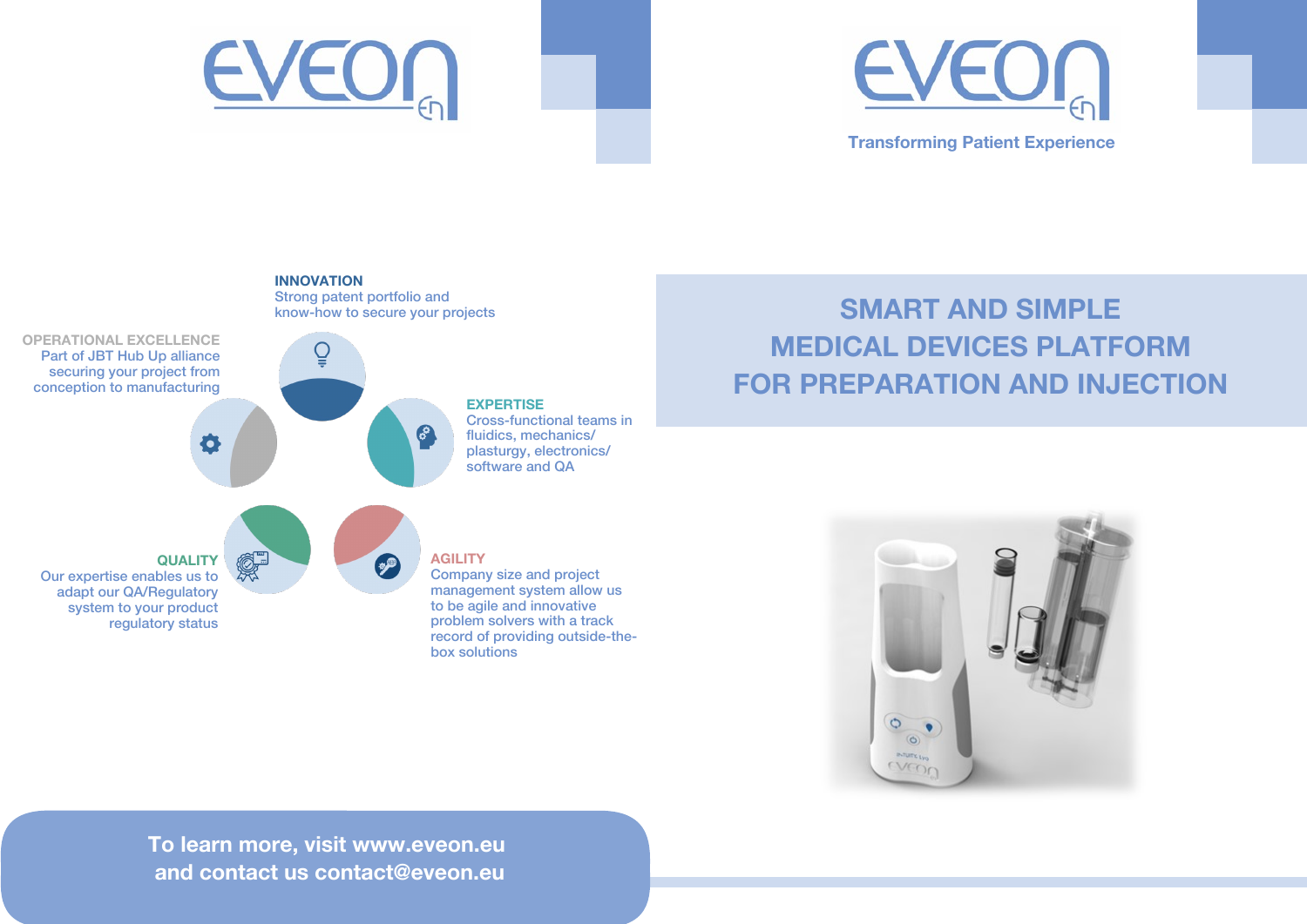EVEON

INNOVATION
Strong patent portfolio and know-how to secure your projects

OPERATIONAL EXCELLENCE
Part of JBT Hub Up alliance securing your project from conception to manufacturing

EXPERTISE
Cross-functional teams in fluidics, mechanics/ plasturgy, electronics/ software and QA

QUALITY
Our expertise enables us to adapt our QA/Regulatory system to your product regulatory status

AGILITY
Company size and project management system allow us to be agile and innovative problem solvers with a track record of providing outside-the-box solutions

To learn more, visit www.eveon.eu
and contact us contact@eveon.eu

EVEON

Transforming Patient Experience

# SMART AND SIMPLE MEDICAL DEVICES PLATFORM FOR PREPARATION AND INJECTION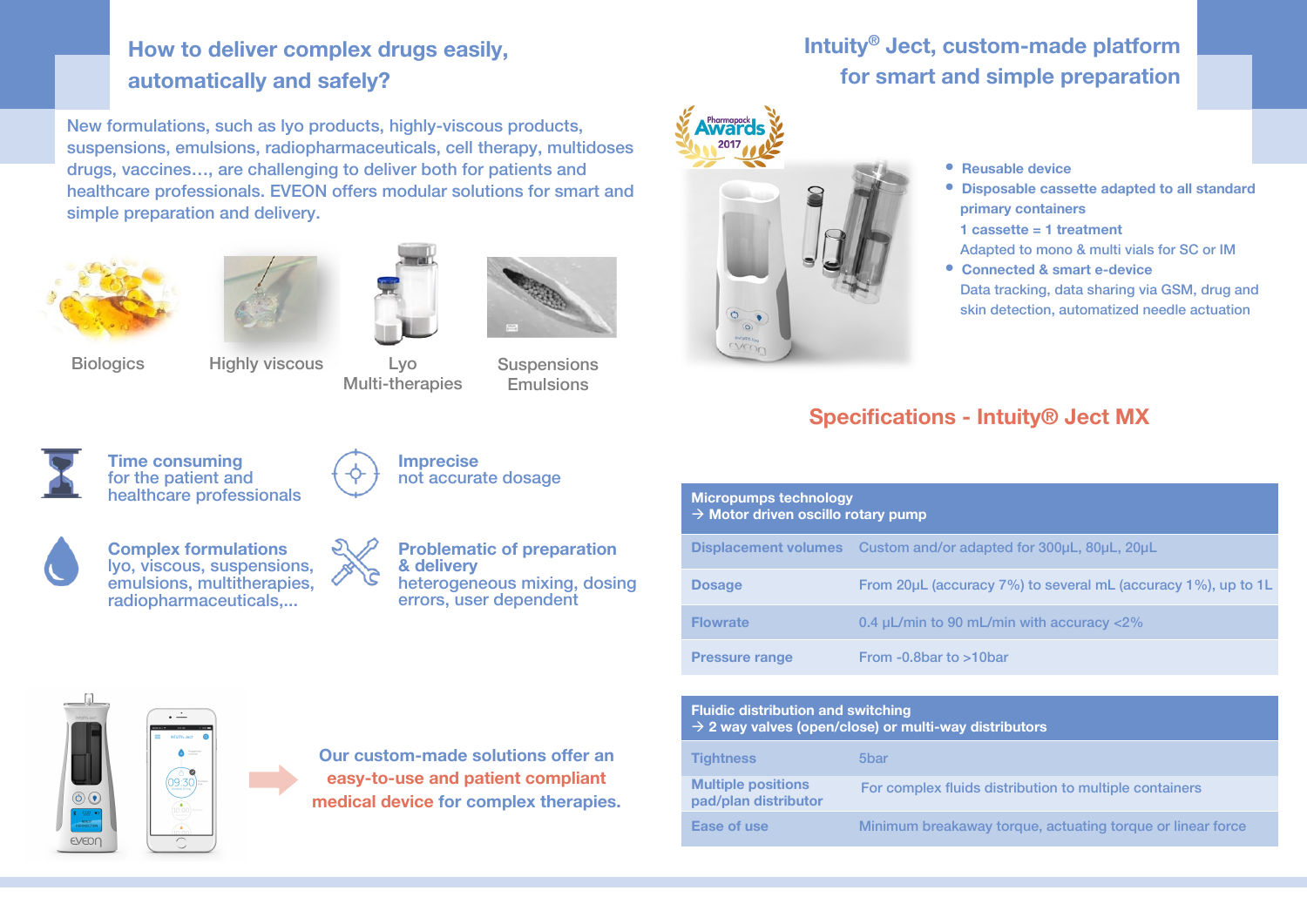## How to deliver complex drugs easily, automatically and safely?

New formulations, such as lyo products, highly-viscous products, suspensions, emulsions, radiopharmaceuticals, cell therapy, multidoses drugs, vaccines…, are challenging to deliver both for patients and healthcare professionals. EVEON offers modular solutions for smart and simple preparation and delivery.

Biologics

Highly viscous

Lyo
Multi-therapies

Suspensions
Emulsions

**Time consuming**
for the patient and healthcare professionals

**Imprecise**
not accurate dosage

**Complex formulations**
lyo, viscous, suspensions, emulsions, multitherapies, radiopharmaceuticals,...

**Problematic of preparation & delivery**
heterogeneous mixing, dosing errors, user dependent

**Our custom-made solutions offer an easy-to-use and patient compliant medical device for complex therapies.**

## Intuity® Ject, custom-made platform for smart and simple preparation

Pharmapack Awards 2017

- **Reusable device**
- **Disposable cassette adapted to all standard primary containers**
  **1 cassette = 1 treatment**
  Adapted to mono & multi vials for SC or IM
- **Connected & smart e-device**
  Data tracking, data sharing via GSM, drug and skin detection, automatized needle actuation

## Specifications - Intuity® Ject MX

| Micropumps technology → Motor driven oscillo rotary pump | |
|---|---|
| Displacement volumes | Custom and/or adapted for 300µL, 80µL, 20µL |
| Dosage | From 20µL (accuracy 7%) to several mL (accuracy 1%), up to 1L |
| Flowrate | 0.4 µL/min to 90 mL/min with accuracy <2% |
| Pressure range | From -0.8bar to >10bar |

| Fluidic distribution and switching → 2 way valves (open/close) or multi-way distributors | |
|---|---|
| Tightness | 5bar |
| Multiple positions pad/plan distributor | For complex fluids distribution to multiple containers |
| Ease of use | Minimum breakaway torque, actuating torque or linear force |